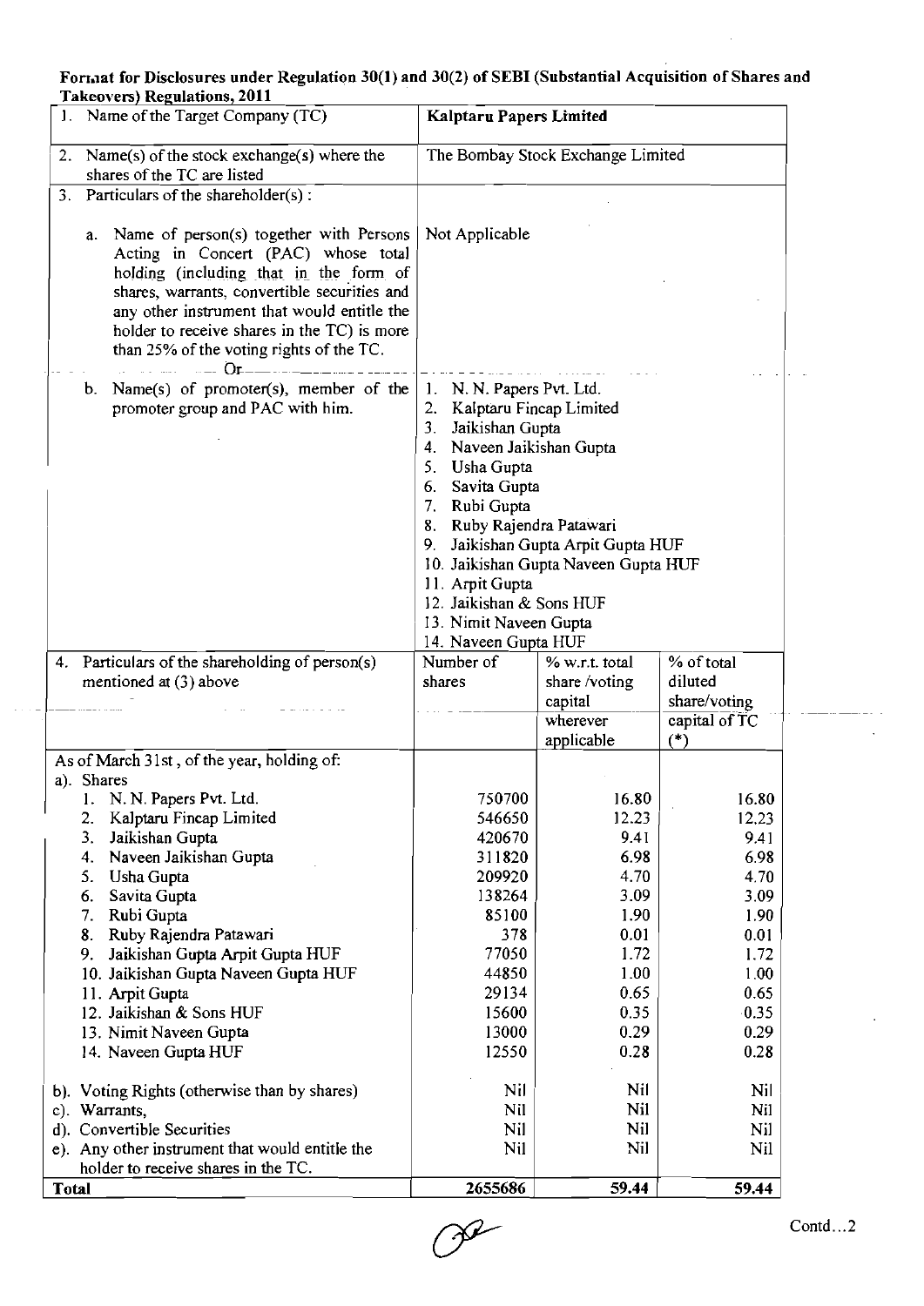**Format for Disclosures under Regulation 30(1) and 30(2) of SEBI (Substantial Acquisition of Shares and Takeovers) Regulations, 2011**

| | | | |
|---|---|---|---|
| 1. Name of the Target Company (TC) | **Kaltparu Papers Limited** | | |
| 2. Name(s) of the stock exchange(s) where the shares of the TC are listed | The Bombay Stock Exchange Limited | | |
| 3. Particulars of the shareholder(s) : | | | |
| a. Name of person(s) together with Persons Acting in Concert (PAC) whose total holding (including that in the form of shares, warrants, convertible securities and any other instrument that would entitle the holder to receive shares in the TC) is more than 25% of the voting rights of the TC. Or | Not Applicable | | |
| b. Name(s) of promoter(s), member of the promoter group and PAC with him. | 1. N. N. Papers Pvt. Ltd.<br>2. Kalptaru Fincap Limited<br>3. Jaikishan Gupta<br>4. Naveen Jaikishan Gupta<br>5. Usha Gupta<br>6. Savita Gupta<br>7. Rubi Gupta<br>8. Ruby Rajendra Patawari<br>9. Jaikishan Gupta Arpit Gupta HUF<br>10. Jaikishan Gupta Naveen Gupta HUF<br>11. Arpit Gupta<br>12. Jaikishan & Sons HUF<br>13. Nimit Naveen Gupta<br>14. Naveen Gupta HUF | | |
| 4. Particulars of the shareholding of person(s) mentioned at (3) above | Number of shares | % w.r.t. total share /voting capital wherever applicable | % of total diluted share/voting capital of TC (*) |
| As of March 31st , of the year, holding of: | | | |
| a). Shares | | | |
| 1. N. N. Papers Pvt. Ltd. | 750700 | 16.80 | 16.80 |
| 2. Kalptaru Fincap Limited | 546650 | 12.23 | 12.23 |
| 3. Jaikishan Gupta | 420670 | 9.41 | 9.41 |
| 4. Naveen Jaikishan Gupta | 311820 | 6.98 | 6.98 |
| 5. Usha Gupta | 209920 | 4.70 | 4.70 |
| 6. Savita Gupta | 138264 | 3.09 | 3.09 |
| 7. Rubi Gupta | 85100 | 1.90 | 1.90 |
| 8. Ruby Rajendra Patawari | 378 | 0.01 | 0.01 |
| 9. Jaikishan Gupta Arpit Gupta HUF | 77050 | 1.72 | 1.72 |
| 10. Jaikishan Gupta Naveen Gupta HUF | 44850 | 1.00 | 1.00 |
| 11. Arpit Gupta | 29134 | 0.65 | 0.65 |
| 12. Jaikishan & Sons HUF | 15600 | 0.35 | 0.35 |
| 13. Nimit Naveen Gupta | 13000 | 0.29 | 0.29 |
| 14. Naveen Gupta HUF | 12550 | 0.28 | 0.28 |
| b). Voting Rights (otherwise than by shares) | Nil | Nil | Nil |
| c). Warrants, | Nil | Nil | Nil |
| d). Convertible Securities | Nil | Nil | Nil |
| e). Any other instrument that would entitle the holder to receive shares in the TC. | Nil | Nil | Nil |
| **Total** | **2655686** | **59.44** | **59.44** |

Contd...2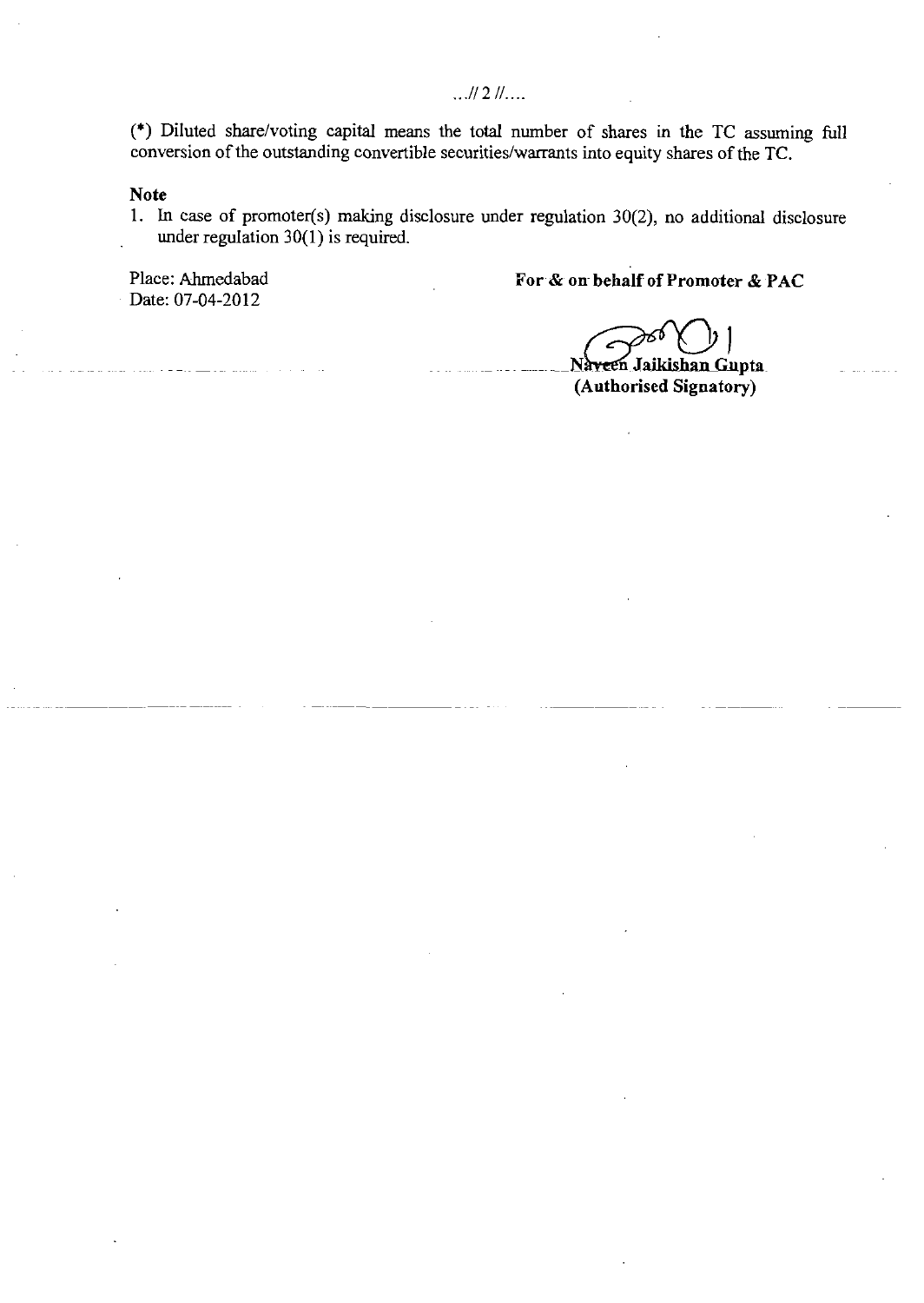(*) Diluted share/voting capital means the total number of shares in the TC assuming full conversion of the outstanding convertible securities/warrants into equity shares of the TC.

**Note**

1. In case of promoter(s) making disclosure under regulation 30(2), no additional disclosure under regulation 30(1) is required.

Place: Ahmedabad
Date: 07-04-2012

**For & on behalf of Promoter & PAC**

**Naveen Jaikishan Gupta**
**(Authorised Signatory)**